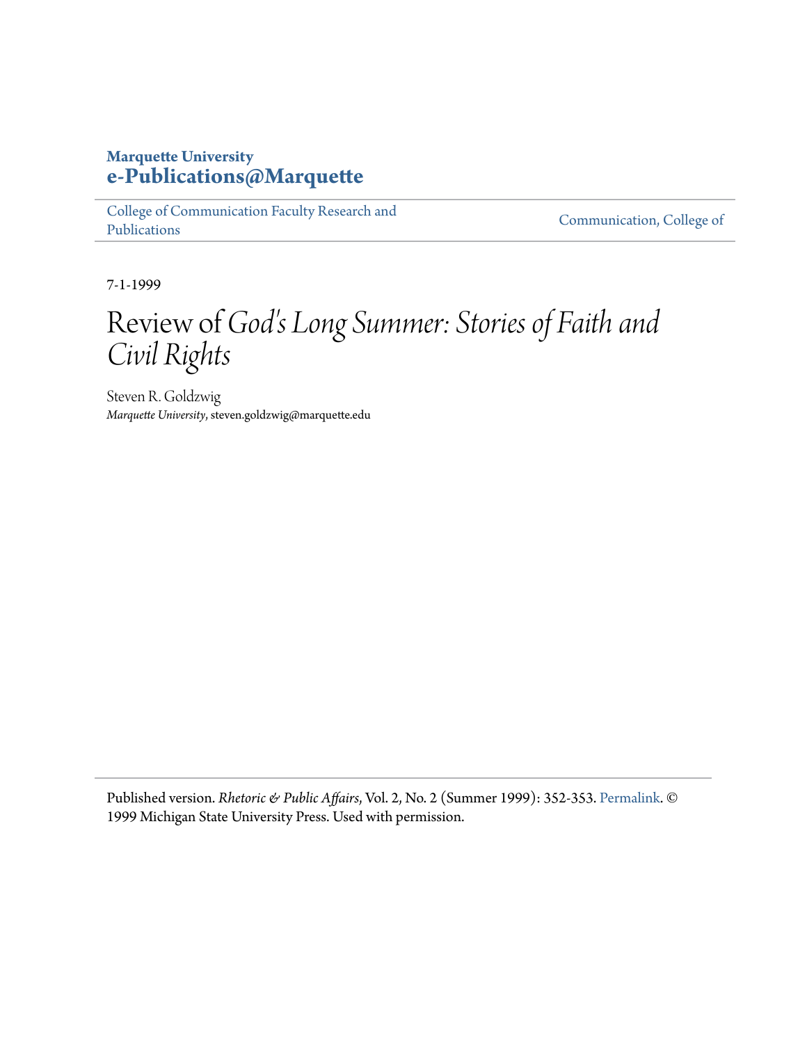**Marquette University**
**e-Publications@Marquette**

College of Communication Faculty Research and Publications | Communication, College of

7-1-1999

# Review of *God's Long Summer: Stories of Faith and Civil Rights*

Steven R. Goldzwig
*Marquette University*, steven.goldzwig@marquette.edu

Published version. *Rhetoric & Public Affairs*, Vol. 2, No. 2 (Summer 1999): 352-353. Permalink. © 1999 Michigan State University Press. Used with permission.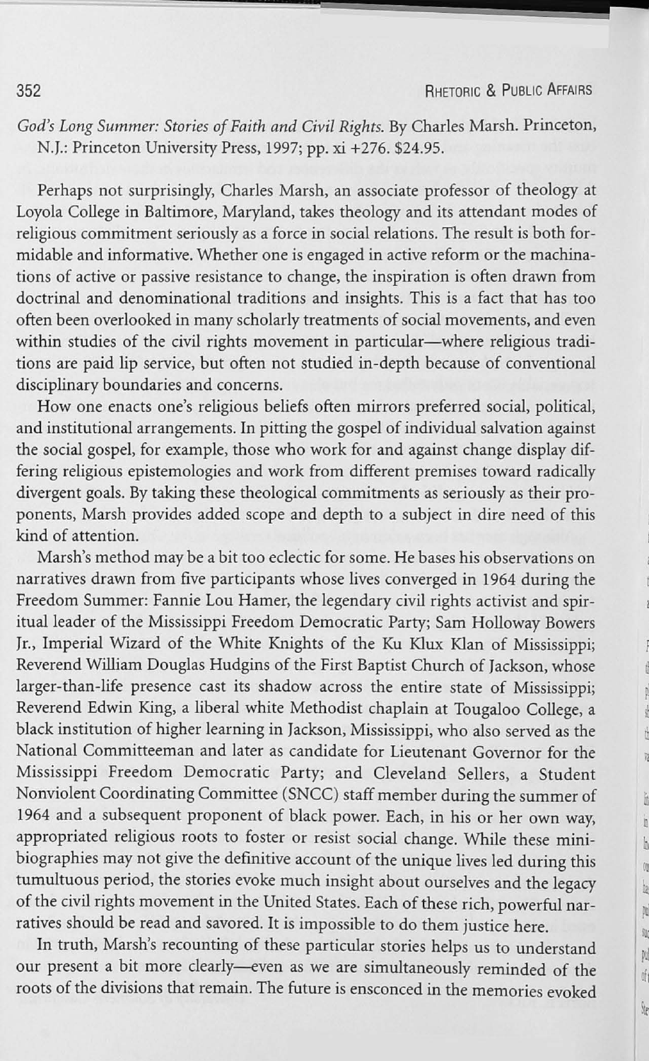*God's Long Summer: Stories of Faith and Civil Rights*. By Charles Marsh. Princeton, N.J.: Princeton University Press, 1997; pp. xi +276. $24.95.

Perhaps not surprisingly, Charles Marsh, an associate professor of theology at Loyola College in Baltimore, Maryland, takes theology and its attendant modes of religious commitment seriously as a force in social relations. The result is both formidable and informative. Whether one is engaged in active reform or the machinations of active or passive resistance to change, the inspiration is often drawn from doctrinal and denominational traditions and insights. This is a fact that has too often been overlooked in many scholarly treatments of social movements, and even within studies of the civil rights movement in particular—where religious traditions are paid lip service, but often not studied in-depth because of conventional disciplinary boundaries and concerns.

How one enacts one's religious beliefs often mirrors preferred social, political, and institutional arrangements. In pitting the gospel of individual salvation against the social gospel, for example, those who work for and against change display differing religious epistemologies and work from different premises toward radically divergent goals. By taking these theological commitments as seriously as their proponents, Marsh provides added scope and depth to a subject in dire need of this kind of attention.

Marsh's method may be a bit too eclectic for some. He bases his observations on narratives drawn from five participants whose lives converged in 1964 during the Freedom Summer: Fannie Lou Hamer, the legendary civil rights activist and spiritual leader of the Mississippi Freedom Democratic Party; Sam Holloway Bowers Jr., Imperial Wizard of the White Knights of the Ku Klux Klan of Mississippi; Reverend William Douglas Hudgins of the First Baptist Church of Jackson, whose larger-than-life presence cast its shadow across the entire state of Mississippi; Reverend Edwin King, a liberal white Methodist chaplain at Tougaloo College, a black institution of higher learning in Jackson, Mississippi, who also served as the National Committeeman and later as candidate for Lieutenant Governor for the Mississippi Freedom Democratic Party; and Cleveland Sellers, a Student Nonviolent Coordinating Committee (SNCC) staff member during the summer of 1964 and a subsequent proponent of black power. Each, in his or her own way, appropriated religious roots to foster or resist social change. While these mini-biographies may not give the definitive account of the unique lives led during this tumultuous period, the stories evoke much insight about ourselves and the legacy of the civil rights movement in the United States. Each of these rich, powerful narratives should be read and savored. It is impossible to do them justice here.

In truth, Marsh's recounting of these particular stories helps us to understand our present a bit more clearly—even as we are simultaneously reminded of the roots of the divisions that remain. The future is ensconced in the memories evoked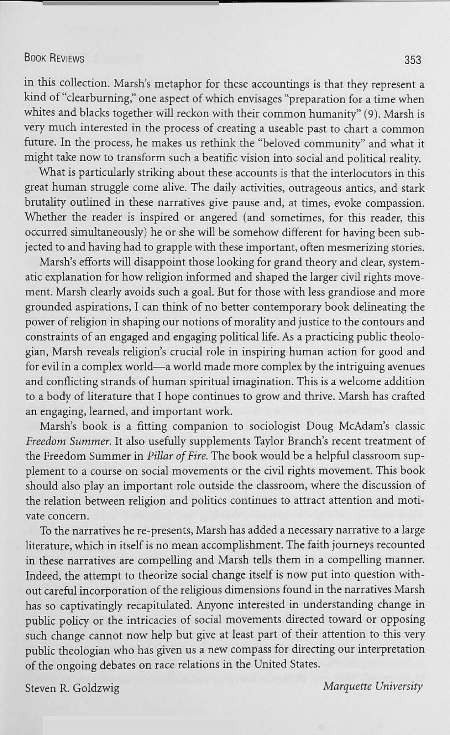in this collection. Marsh's metaphor for these accountings is that they represent a kind of "clearburning," one aspect of which envisages "preparation for a time when whites and blacks together will reckon with their common humanity" (9). Marsh is very much interested in the process of creating a useable past to chart a common future. In the process, he makes us rethink the "beloved community" and what it might take now to transform such a beatific vision into social and political reality.

What is particularly striking about these accounts is that the interlocutors in this great human struggle come alive. The daily activities, outrageous antics, and stark brutality outlined in these narratives give pause and, at times, evoke compassion. Whether the reader is inspired or angered (and sometimes, for this reader, this occurred simultaneously) he or she will be somehow different for having been subjected to and having had to grapple with these important, often mesmerizing stories.

Marsh's efforts will disappoint those looking for grand theory and clear, systematic explanation for how religion informed and shaped the larger civil rights movement. Marsh clearly avoids such a goal. But for those with less grandiose and more grounded aspirations, I can think of no better contemporary book delineating the power of religion in shaping our notions of morality and justice to the contours and constraints of an engaged and engaging political life. As a practicing public theologian, Marsh reveals religion's crucial role in inspiring human action for good and for evil in a complex world—a world made more complex by the intriguing avenues and conflicting strands of human spiritual imagination. This is a welcome addition to a body of literature that I hope continues to grow and thrive. Marsh has crafted an engaging, learned, and important work.

Marsh's book is a fitting companion to sociologist Doug McAdam's classic *Freedom Summer*. It also usefully supplements Taylor Branch's recent treatment of the Freedom Summer in *Pillar of Fire*. The book would be a helpful classroom supplement to a course on social movements or the civil rights movement. This book should also play an important role outside the classroom, where the discussion of the relation between religion and politics continues to attract attention and motivate concern.

To the narratives he re-presents, Marsh has added a necessary narrative to a large literature, which in itself is no mean accomplishment. The faith journeys recounted in these narratives are compelling and Marsh tells them in a compelling manner. Indeed, the attempt to theorize social change itself is now put into question without careful incorporation of the religious dimensions found in the narratives Marsh has so captivatingly recapitulated. Anyone interested in understanding change in public policy or the intricacies of social movements directed toward or opposing such change cannot now help but give at least part of their attention to this very public theologian who has given us a new compass for directing our interpretation of the ongoing debates on race relations in the United States.

Steven R. Goldzwig *Marquette University*